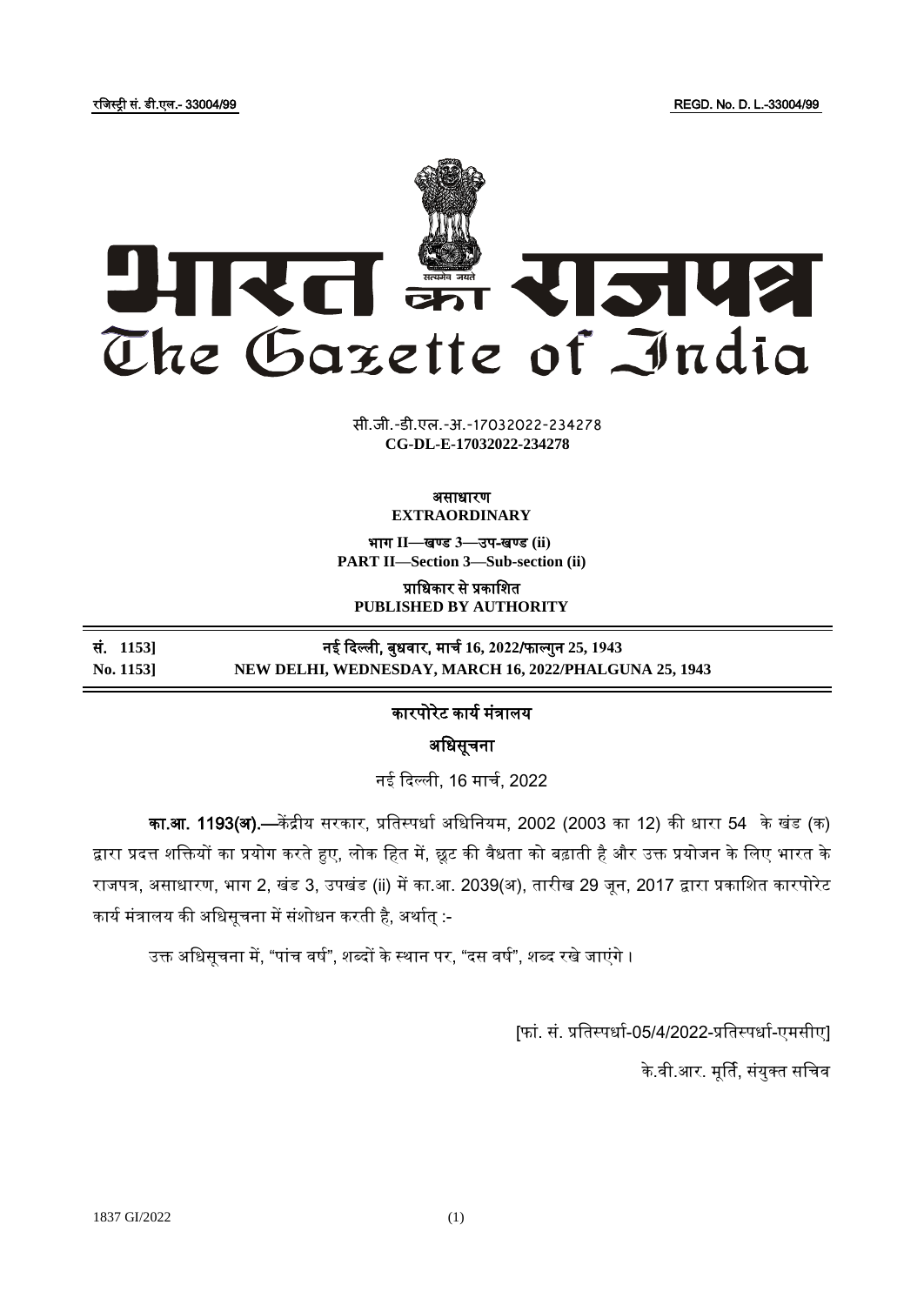रजिस्ट्री सं. डी.एल.- 33004/99 REGD. No. D. L.-33004/99

# भारत का राजपत्र
# The Gazette of India

सी.जी.-डी.एल.-अ.-17032022-234278
**CG-DL-E-17032022-234278**

**असाधारण**
**EXTRAORDINARY**

**भाग II—खण्ड 3—उप-खण्ड (ii)**
**PART II—Section 3—Sub-section (ii)**

**प्राधिकार से प्रकाशित**
**PUBLISHED BY AUTHORITY**

**सं. 1153] नई दिल्ली, बुधवार, मार्च 16, 2022/फाल्गुन 25, 1943**
**No. 1153] NEW DELHI, WEDNESDAY, MARCH 16, 2022/PHALGUNA 25, 1943**

## कारपोरेट कार्य मंत्रालय

## अधिसूचना

नई दिल्ली, 16 मार्च, 2022

**का.आ. 1193(अ).**—केंद्रीय सरकार, प्रतिस्पर्धा अधिनियम, 2002 (2003 का 12) की धारा 54 के खंड (क) द्वारा प्रदत्त शक्तियों का प्रयोग करते हुए, लोक हित में, छूट की वैधता को बढ़ाती है और उक्त प्रयोजन के लिए भारत के राजपत्र, असाधारण, भाग 2, खंड 3, उपखंड (ii) में का.आ. 2039(अ), तारीख 29 जून, 2017 द्वारा प्रकाशित कारपोरेट कार्य मंत्रालय की अधिसूचना में संशोधन करती है, अर्थात् :-

उक्त अधिसूचना में, "पांच वर्ष", शब्दों के स्थान पर, "दस वर्ष", शब्द रखे जाएंगे ।

[फां. सं. प्रतिस्पर्धा-05/4/2022-प्रतिस्पर्धा-एमसीए]

के.वी.आर. मूर्ति, संयुक्त सचिव

1837 GI/2022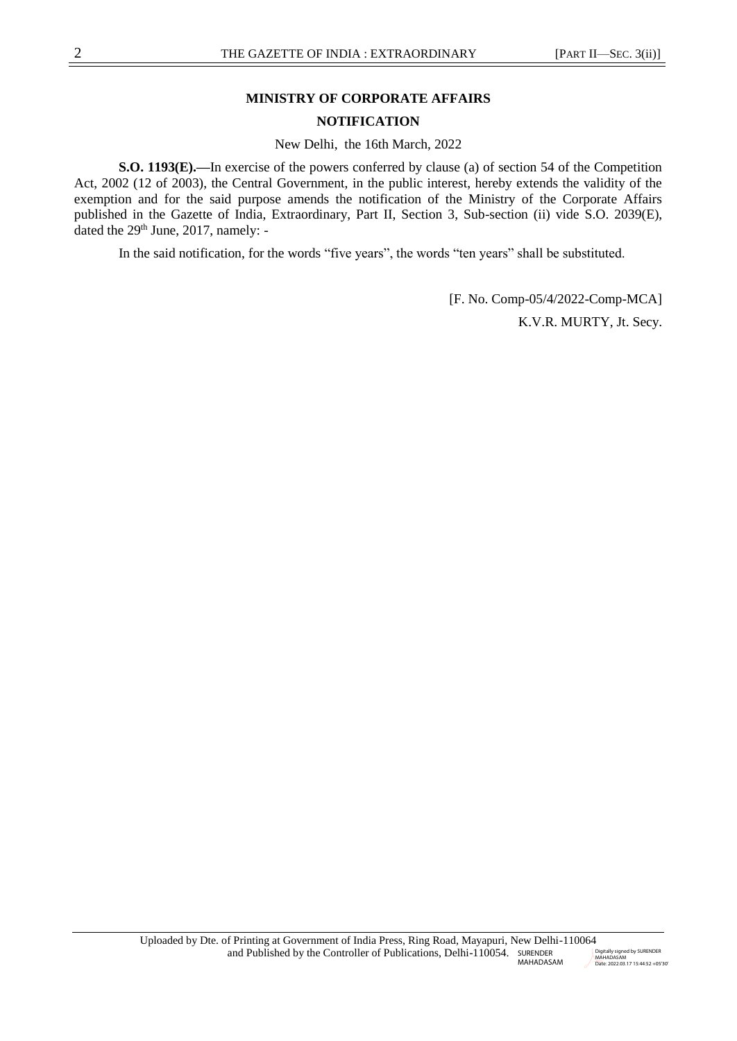**MINISTRY OF CORPORATE AFFAIRS**

**NOTIFICATION**

New Delhi, the 16th March, 2022

**S.O. 1193(E).—**In exercise of the powers conferred by clause (a) of section 54 of the Competition Act, 2002 (12 of 2003), the Central Government, in the public interest, hereby extends the validity of the exemption and for the said purpose amends the notification of the Ministry of the Corporate Affairs published in the Gazette of India, Extraordinary, Part II, Section 3, Sub-section (ii) vide S.O. 2039(E), dated the 29th June, 2017, namely: -

In the said notification, for the words "five years", the words "ten years" shall be substituted.

[F. No. Comp-05/4/2022-Comp-MCA]

K.V.R. MURTY, Jt. Secy.

Uploaded by Dte. of Printing at Government of India Press, Ring Road, Mayapuri, New Delhi-110064 and Published by the Controller of Publications, Delhi-110054.